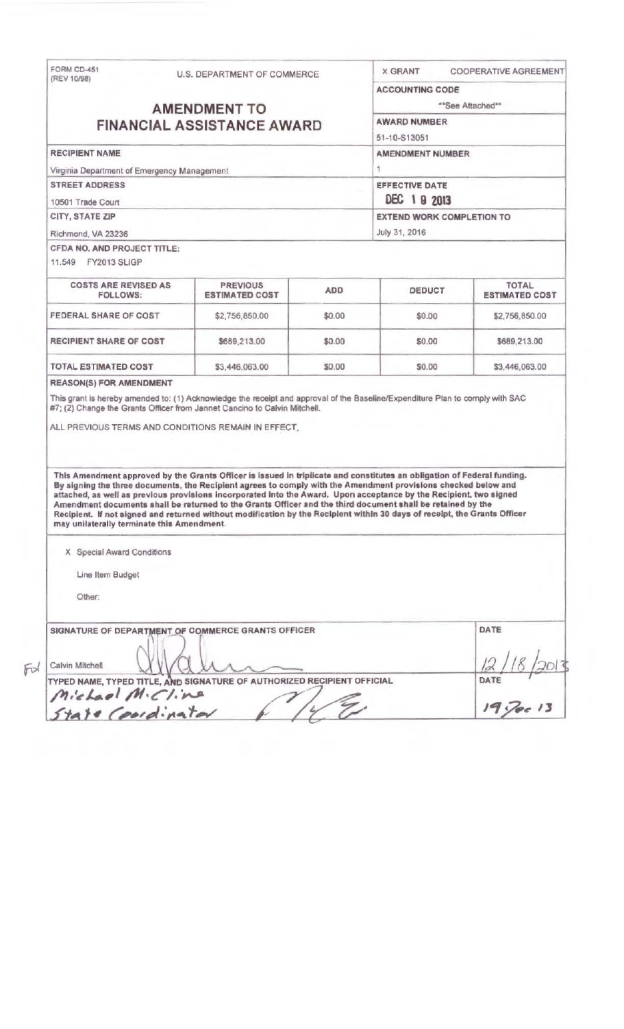FORM CD-451 (REV 10/98)

U.S. DEPARTMENT OF COMMERCE

X GRANT    COOPERATIVE AGREEMENT

# AMENDMENT TO FINANCIAL ASSISTANCE AWARD

**ACCOUNTING CODE**

**See Attached**

**AWARD NUMBER**

51-10-S13051

**RECIPIENT NAME**

Virginia Department of Emergency Management

**AMENDMENT NUMBER**

1

**STREET ADDRESS**

10501 Trade Court

**EFFECTIVE DATE**

DEC 19 2013

**CITY, STATE ZIP**

Richmond, VA 23236

**EXTEND WORK COMPLETION TO**

July 31, 2016

**CFDA NO. AND PROJECT TITLE:**

11.549 FY2013 SLIGP

| COSTS ARE REVISED AS FOLLOWS: | PREVIOUS ESTIMATED COST | ADD | DEDUCT | TOTAL ESTIMATED COST |
|---|---|---|---|---|
| FEDERAL SHARE OF COST | $2,756,850.00 | $0.00 | $0.00 | $2,756,850.00 |
| RECIPIENT SHARE OF COST | $689,213.00 | $0.00 | $0.00 | $689,213.00 |
| TOTAL ESTIMATED COST | $3,446,063.00 | $0.00 | $0.00 | $3,446,063.00 |

**REASON(S) FOR AMENDMENT**

This grant is hereby amended to: (1) Acknowledge the receipt and approval of the Baseline/Expenditure Plan to comply with SAC #7; (2) Change the Grants Officer from Jannet Cancino to Calvin Mitchell.

ALL PREVIOUS TERMS AND CONDITIONS REMAIN IN EFFECT.

**This Amendment approved by the Grants Officer is issued in triplicate and constitutes an obligation of Federal funding. By signing the three documents, the Recipient agrees to comply with the Amendment provisions checked below and attached, as well as previous provisions incorporated into the Award. Upon acceptance by the Recipient, two signed Amendment documents shall be returned to the Grants Officer and the third document shall be retained by the Recipient. If not signed and returned without modification by the Recipient within 30 days of receipt, the Grants Officer may unilaterally terminate this Amendment.**

X Special Award Conditions

Line Item Budget

Other:

**SIGNATURE OF DEPARTMENT OF COMMERCE GRANTS OFFICER**

Calvin Mitchell

**DATE**

12/18/2013

**TYPED NAME, TYPED TITLE, AND SIGNATURE OF AUTHORIZED RECIPIENT OFFICIAL**

Michael McCline
State Coordinator

**DATE**

19 Dec 13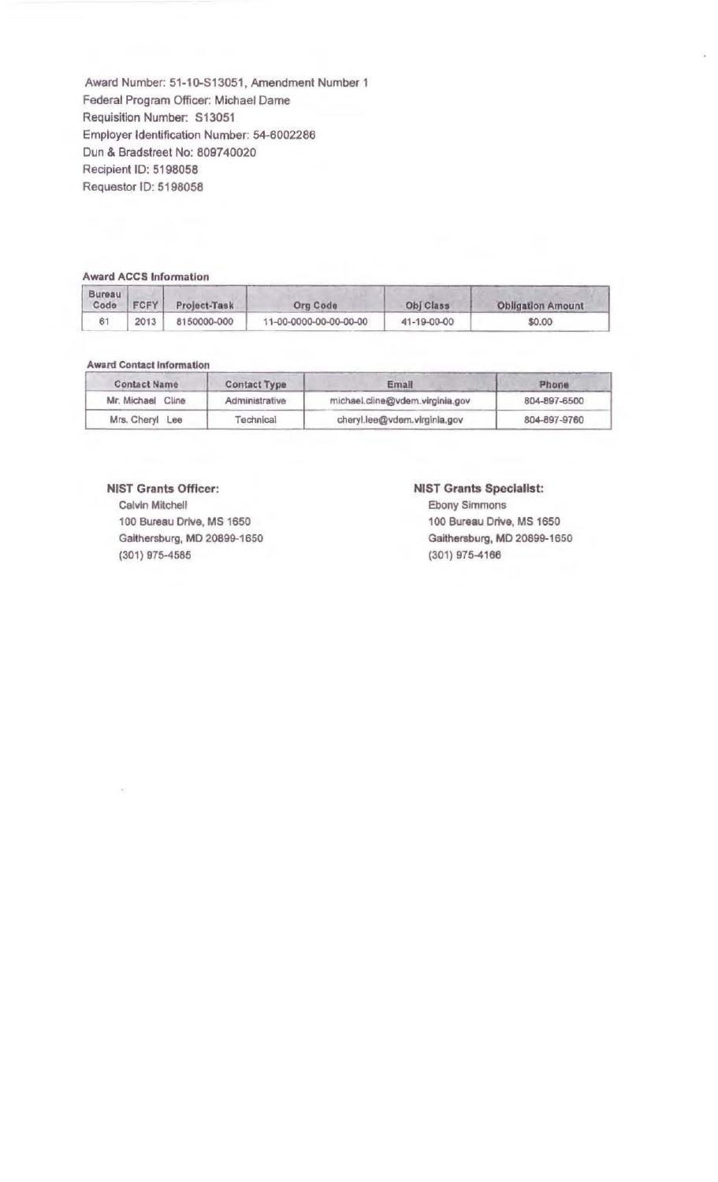Award Number: 51-10-S13051, Amendment Number 1
Federal Program Officer: Michael Dame
Requisition Number: S13051
Employer Identification Number: 54-6002286
Dun & Bradstreet No: 809740020
Recipient ID: 5198058
Requestor ID: 5198058

**Award ACCS Information**

| Bureau Code | FCFY | Project-Task | Org Code | Obj Class | Obligation Amount |
|---|---|---|---|---|---|
| 61 | 2013 | 8150000-000 | 11-00-0000-00-00-00-00 | 41-19-00-00 | $0.00 |

**Award Contact Information**

| Contact Name | Contact Type | Email | Phone |
|---|---|---|---|
| Mr. Michael Cline | Administrative | michael.cline@vdem.virginia.gov | 804-897-6500 |
| Mrs. Cheryl Lee | Technical | cheryl.lee@vdem.virginia.gov | 804-897-9760 |

**NIST Grants Officer:**
Calvin Mitchell
100 Bureau Drive, MS 1650
Gaithersburg, MD 20899-1650
(301) 975-4585

**NIST Grants Specialist:**
Ebony Simmons
100 Bureau Drive, MS 1650
Gaithersburg, MD 20899-1650
(301) 975-4166